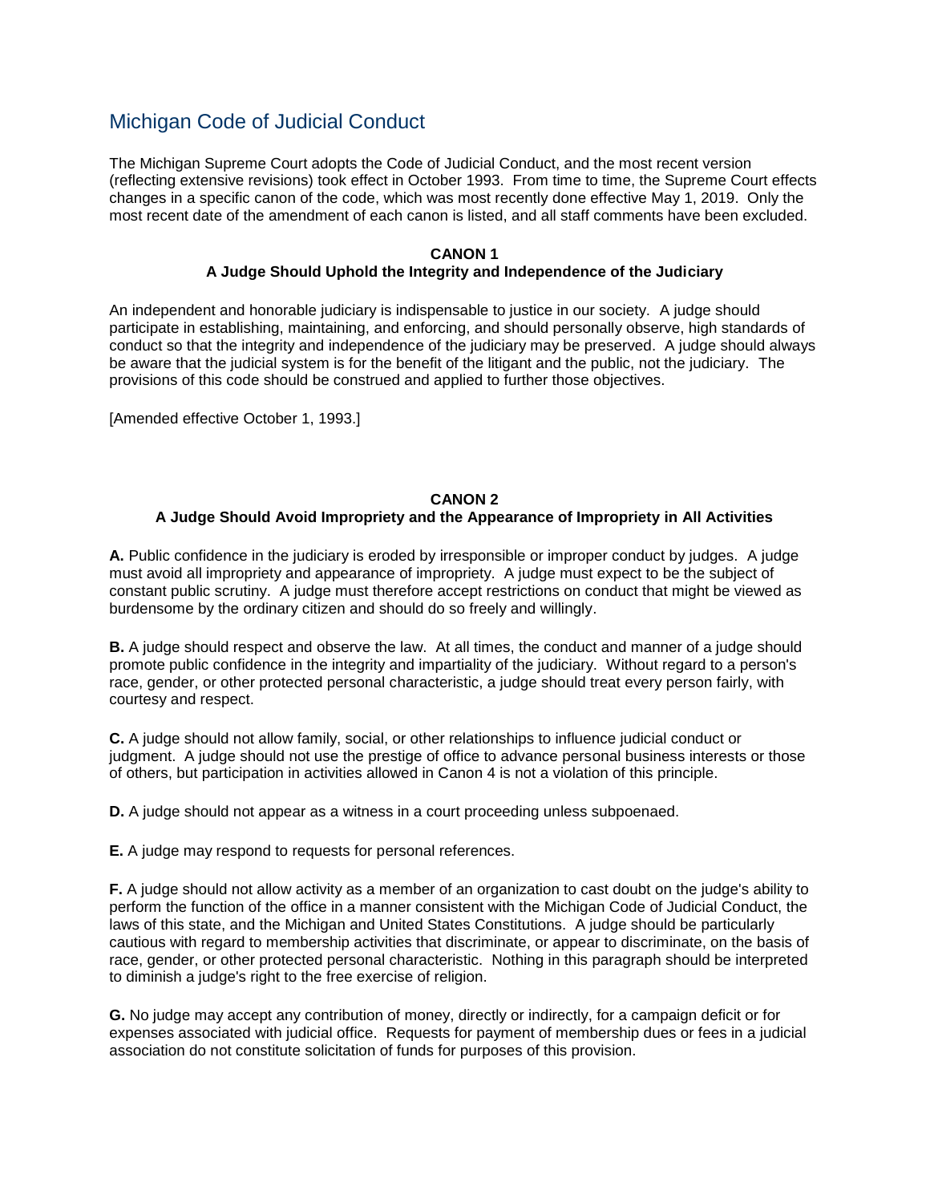# Michigan Code of Judicial Conduct

The Michigan Supreme Court adopts the Code of Judicial Conduct, and the most recent version (reflecting extensive revisions) took effect in October 1993. From time to time, the Supreme Court effects changes in a specific canon of the code, which was most recently done effective May 1, 2019. Only the most recent date of the amendment of each canon is listed, and all staff comments have been excluded.

## CANON 1
### A Judge Should Uphold the Integrity and Independence of the Judiciary

An independent and honorable judiciary is indispensable to justice in our society. A judge should participate in establishing, maintaining, and enforcing, and should personally observe, high standards of conduct so that the integrity and independence of the judiciary may be preserved. A judge should always be aware that the judicial system is for the benefit of the litigant and the public, not the judiciary. The provisions of this code should be construed and applied to further those objectives.

[Amended effective October 1, 1993.]

## CANON 2
### A Judge Should Avoid Impropriety and the Appearance of Impropriety in All Activities

**A.** Public confidence in the judiciary is eroded by irresponsible or improper conduct by judges. A judge must avoid all impropriety and appearance of impropriety. A judge must expect to be the subject of constant public scrutiny. A judge must therefore accept restrictions on conduct that might be viewed as burdensome by the ordinary citizen and should do so freely and willingly.

**B.** A judge should respect and observe the law. At all times, the conduct and manner of a judge should promote public confidence in the integrity and impartiality of the judiciary. Without regard to a person's race, gender, or other protected personal characteristic, a judge should treat every person fairly, with courtesy and respect.

**C.** A judge should not allow family, social, or other relationships to influence judicial conduct or judgment. A judge should not use the prestige of office to advance personal business interests or those of others, but participation in activities allowed in Canon 4 is not a violation of this principle.

**D.** A judge should not appear as a witness in a court proceeding unless subpoenaed.

**E.** A judge may respond to requests for personal references.

**F.** A judge should not allow activity as a member of an organization to cast doubt on the judge's ability to perform the function of the office in a manner consistent with the Michigan Code of Judicial Conduct, the laws of this state, and the Michigan and United States Constitutions. A judge should be particularly cautious with regard to membership activities that discriminate, or appear to discriminate, on the basis of race, gender, or other protected personal characteristic. Nothing in this paragraph should be interpreted to diminish a judge's right to the free exercise of religion.

**G.** No judge may accept any contribution of money, directly or indirectly, for a campaign deficit or for expenses associated with judicial office. Requests for payment of membership dues or fees in a judicial association do not constitute solicitation of funds for purposes of this provision.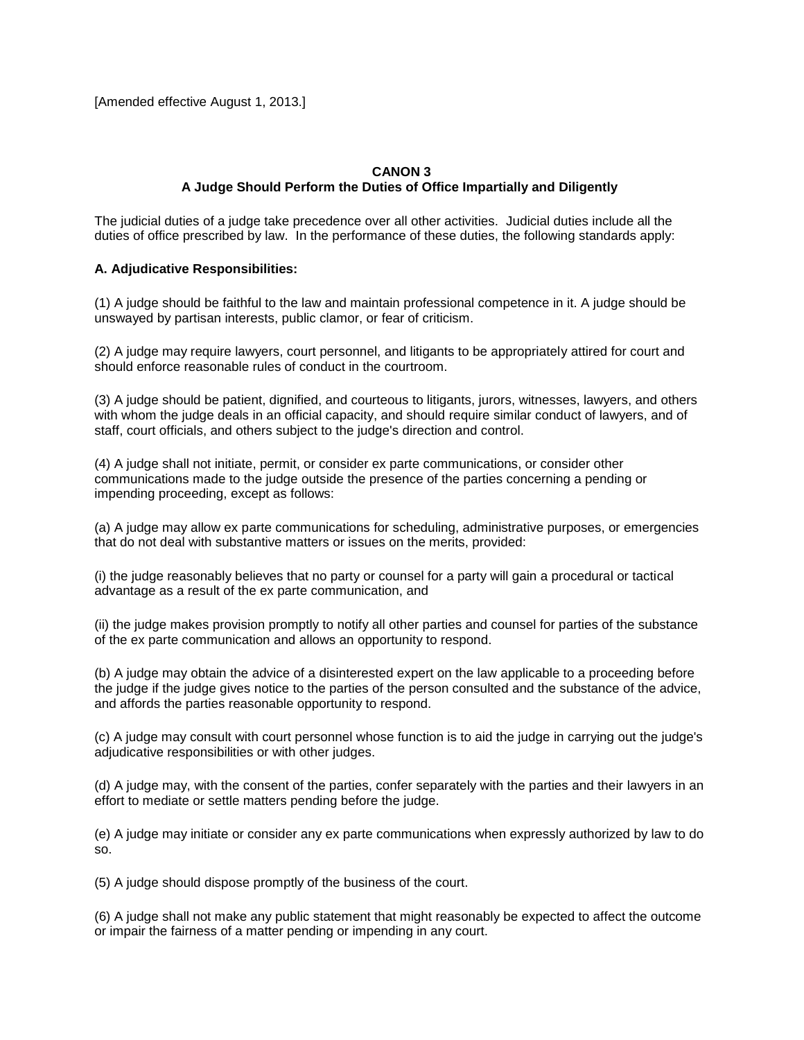[Amended effective August 1, 2013.]

## CANON 3
## A Judge Should Perform the Duties of Office Impartially and Diligently

The judicial duties of a judge take precedence over all other activities. Judicial duties include all the duties of office prescribed by law. In the performance of these duties, the following standards apply:

**A. Adjudicative Responsibilities:**

(1) A judge should be faithful to the law and maintain professional competence in it. A judge should be unswayed by partisan interests, public clamor, or fear of criticism.

(2) A judge may require lawyers, court personnel, and litigants to be appropriately attired for court and should enforce reasonable rules of conduct in the courtroom.

(3) A judge should be patient, dignified, and courteous to litigants, jurors, witnesses, lawyers, and others with whom the judge deals in an official capacity, and should require similar conduct of lawyers, and of staff, court officials, and others subject to the judge's direction and control.

(4) A judge shall not initiate, permit, or consider ex parte communications, or consider other communications made to the judge outside the presence of the parties concerning a pending or impending proceeding, except as follows:

(a) A judge may allow ex parte communications for scheduling, administrative purposes, or emergencies that do not deal with substantive matters or issues on the merits, provided:

(i) the judge reasonably believes that no party or counsel for a party will gain a procedural or tactical advantage as a result of the ex parte communication, and

(ii) the judge makes provision promptly to notify all other parties and counsel for parties of the substance of the ex parte communication and allows an opportunity to respond.

(b) A judge may obtain the advice of a disinterested expert on the law applicable to a proceeding before the judge if the judge gives notice to the parties of the person consulted and the substance of the advice, and affords the parties reasonable opportunity to respond.

(c) A judge may consult with court personnel whose function is to aid the judge in carrying out the judge's adjudicative responsibilities or with other judges.

(d) A judge may, with the consent of the parties, confer separately with the parties and their lawyers in an effort to mediate or settle matters pending before the judge.

(e) A judge may initiate or consider any ex parte communications when expressly authorized by law to do so.

(5) A judge should dispose promptly of the business of the court.

(6) A judge shall not make any public statement that might reasonably be expected to affect the outcome or impair the fairness of a matter pending or impending in any court.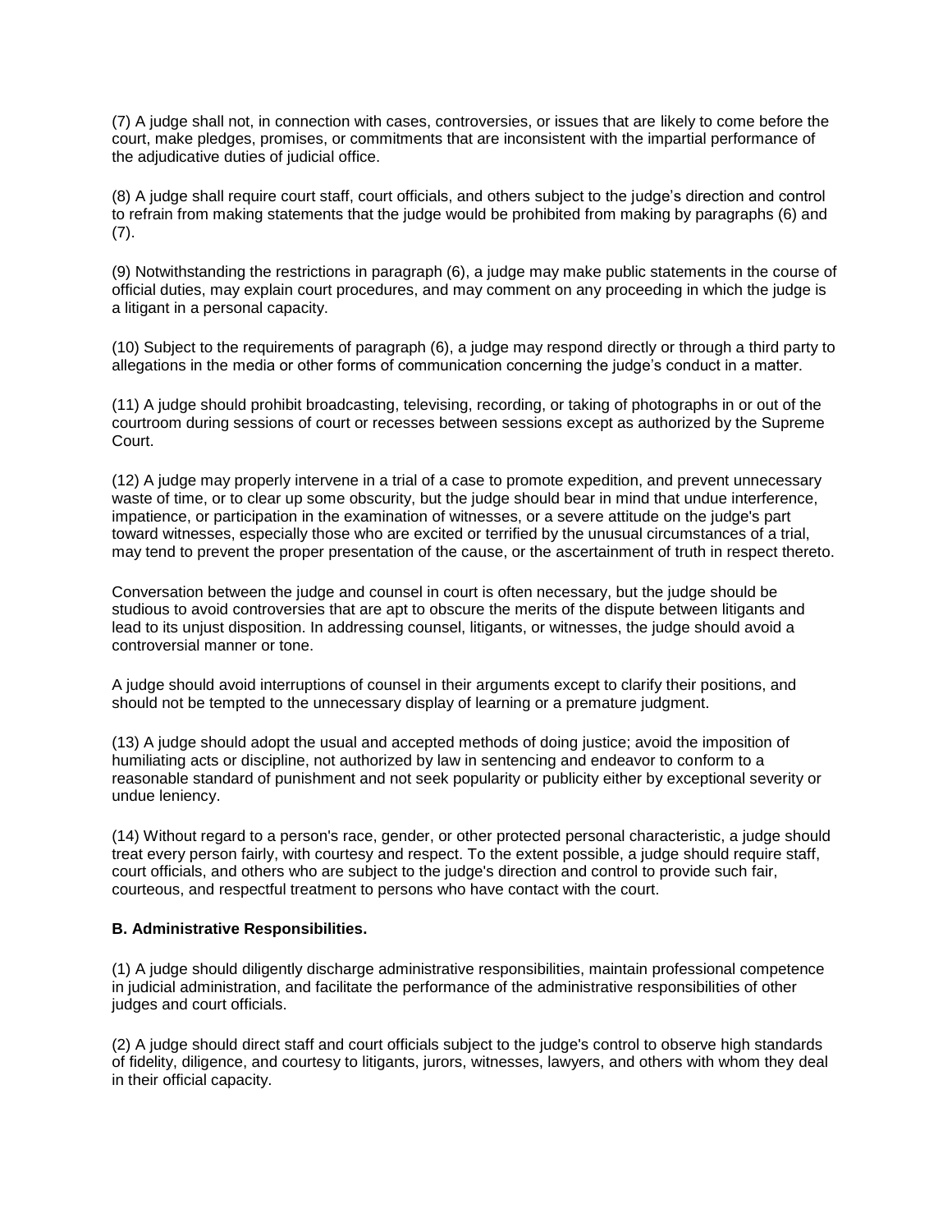(7) A judge shall not, in connection with cases, controversies, or issues that are likely to come before the court, make pledges, promises, or commitments that are inconsistent with the impartial performance of the adjudicative duties of judicial office.

(8) A judge shall require court staff, court officials, and others subject to the judge's direction and control to refrain from making statements that the judge would be prohibited from making by paragraphs (6) and (7).

(9) Notwithstanding the restrictions in paragraph (6), a judge may make public statements in the course of official duties, may explain court procedures, and may comment on any proceeding in which the judge is a litigant in a personal capacity.

(10) Subject to the requirements of paragraph (6), a judge may respond directly or through a third party to allegations in the media or other forms of communication concerning the judge's conduct in a matter.

(11) A judge should prohibit broadcasting, televising, recording, or taking of photographs in or out of the courtroom during sessions of court or recesses between sessions except as authorized by the Supreme Court.

(12) A judge may properly intervene in a trial of a case to promote expedition, and prevent unnecessary waste of time, or to clear up some obscurity, but the judge should bear in mind that undue interference, impatience, or participation in the examination of witnesses, or a severe attitude on the judge's part toward witnesses, especially those who are excited or terrified by the unusual circumstances of a trial, may tend to prevent the proper presentation of the cause, or the ascertainment of truth in respect thereto.

Conversation between the judge and counsel in court is often necessary, but the judge should be studious to avoid controversies that are apt to obscure the merits of the dispute between litigants and lead to its unjust disposition. In addressing counsel, litigants, or witnesses, the judge should avoid a controversial manner or tone.

A judge should avoid interruptions of counsel in their arguments except to clarify their positions, and should not be tempted to the unnecessary display of learning or a premature judgment.

(13) A judge should adopt the usual and accepted methods of doing justice; avoid the imposition of humiliating acts or discipline, not authorized by law in sentencing and endeavor to conform to a reasonable standard of punishment and not seek popularity or publicity either by exceptional severity or undue leniency.

(14) Without regard to a person's race, gender, or other protected personal characteristic, a judge should treat every person fairly, with courtesy and respect. To the extent possible, a judge should require staff, court officials, and others who are subject to the judge's direction and control to provide such fair, courteous, and respectful treatment to persons who have contact with the court.

**B. Administrative Responsibilities.**

(1) A judge should diligently discharge administrative responsibilities, maintain professional competence in judicial administration, and facilitate the performance of the administrative responsibilities of other judges and court officials.

(2) A judge should direct staff and court officials subject to the judge's control to observe high standards of fidelity, diligence, and courtesy to litigants, jurors, witnesses, lawyers, and others with whom they deal in their official capacity.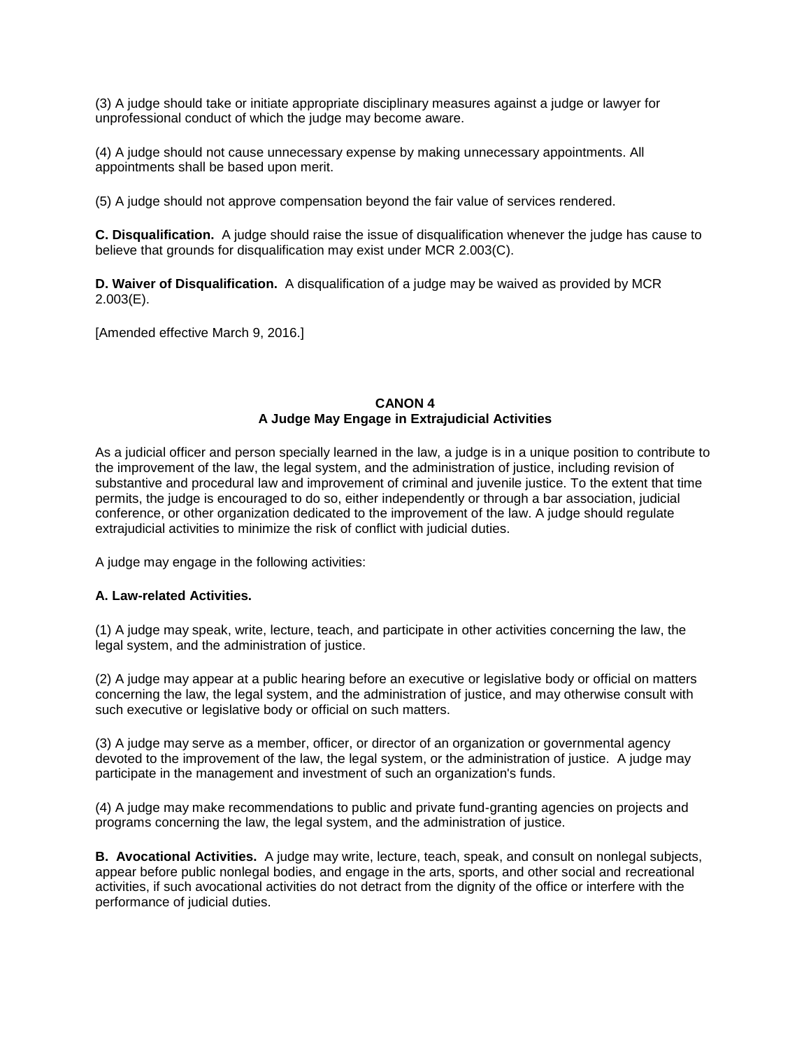(3) A judge should take or initiate appropriate disciplinary measures against a judge or lawyer for unprofessional conduct of which the judge may become aware.

(4) A judge should not cause unnecessary expense by making unnecessary appointments. All appointments shall be based upon merit.

(5) A judge should not approve compensation beyond the fair value of services rendered.

**C. Disqualification.** A judge should raise the issue of disqualification whenever the judge has cause to believe that grounds for disqualification may exist under MCR 2.003(C).

**D. Waiver of Disqualification.** A disqualification of a judge may be waived as provided by MCR 2.003(E).

[Amended effective March 9, 2016.]

## CANON 4
## A Judge May Engage in Extrajudicial Activities

As a judicial officer and person specially learned in the law, a judge is in a unique position to contribute to the improvement of the law, the legal system, and the administration of justice, including revision of substantive and procedural law and improvement of criminal and juvenile justice. To the extent that time permits, the judge is encouraged to do so, either independently or through a bar association, judicial conference, or other organization dedicated to the improvement of the law. A judge should regulate extrajudicial activities to minimize the risk of conflict with judicial duties.

A judge may engage in the following activities:

**A. Law-related Activities.**

(1) A judge may speak, write, lecture, teach, and participate in other activities concerning the law, the legal system, and the administration of justice.

(2) A judge may appear at a public hearing before an executive or legislative body or official on matters concerning the law, the legal system, and the administration of justice, and may otherwise consult with such executive or legislative body or official on such matters.

(3) A judge may serve as a member, officer, or director of an organization or governmental agency devoted to the improvement of the law, the legal system, or the administration of justice. A judge may participate in the management and investment of such an organization's funds.

(4) A judge may make recommendations to public and private fund-granting agencies on projects and programs concerning the law, the legal system, and the administration of justice.

**B. Avocational Activities.** A judge may write, lecture, teach, speak, and consult on nonlegal subjects, appear before public nonlegal bodies, and engage in the arts, sports, and other social and recreational activities, if such avocational activities do not detract from the dignity of the office or interfere with the performance of judicial duties.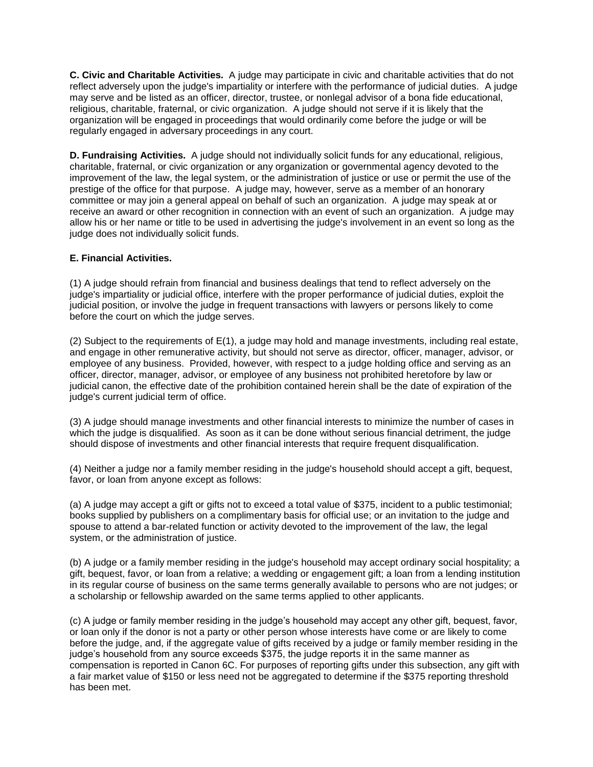**C. Civic and Charitable Activities.** A judge may participate in civic and charitable activities that do not reflect adversely upon the judge's impartiality or interfere with the performance of judicial duties. A judge may serve and be listed as an officer, director, trustee, or nonlegal advisor of a bona fide educational, religious, charitable, fraternal, or civic organization. A judge should not serve if it is likely that the organization will be engaged in proceedings that would ordinarily come before the judge or will be regularly engaged in adversary proceedings in any court.

**D. Fundraising Activities.** A judge should not individually solicit funds for any educational, religious, charitable, fraternal, or civic organization or any organization or governmental agency devoted to the improvement of the law, the legal system, or the administration of justice or use or permit the use of the prestige of the office for that purpose. A judge may, however, serve as a member of an honorary committee or may join a general appeal on behalf of such an organization. A judge may speak at or receive an award or other recognition in connection with an event of such an organization. A judge may allow his or her name or title to be used in advertising the judge's involvement in an event so long as the judge does not individually solicit funds.

**E. Financial Activities.**

(1) A judge should refrain from financial and business dealings that tend to reflect adversely on the judge's impartiality or judicial office, interfere with the proper performance of judicial duties, exploit the judicial position, or involve the judge in frequent transactions with lawyers or persons likely to come before the court on which the judge serves.

(2) Subject to the requirements of E(1), a judge may hold and manage investments, including real estate, and engage in other remunerative activity, but should not serve as director, officer, manager, advisor, or employee of any business. Provided, however, with respect to a judge holding office and serving as an officer, director, manager, advisor, or employee of any business not prohibited heretofore by law or judicial canon, the effective date of the prohibition contained herein shall be the date of expiration of the judge's current judicial term of office.

(3) A judge should manage investments and other financial interests to minimize the number of cases in which the judge is disqualified. As soon as it can be done without serious financial detriment, the judge should dispose of investments and other financial interests that require frequent disqualification.

(4) Neither a judge nor a family member residing in the judge's household should accept a gift, bequest, favor, or loan from anyone except as follows:

(a) A judge may accept a gift or gifts not to exceed a total value of $375, incident to a public testimonial; books supplied by publishers on a complimentary basis for official use; or an invitation to the judge and spouse to attend a bar-related function or activity devoted to the improvement of the law, the legal system, or the administration of justice.

(b) A judge or a family member residing in the judge's household may accept ordinary social hospitality; a gift, bequest, favor, or loan from a relative; a wedding or engagement gift; a loan from a lending institution in its regular course of business on the same terms generally available to persons who are not judges; or a scholarship or fellowship awarded on the same terms applied to other applicants.

(c) A judge or family member residing in the judge's household may accept any other gift, bequest, favor, or loan only if the donor is not a party or other person whose interests have come or are likely to come before the judge, and, if the aggregate value of gifts received by a judge or family member residing in the judge's household from any source exceeds $375, the judge reports it in the same manner as compensation is reported in Canon 6C. For purposes of reporting gifts under this subsection, any gift with a fair market value of $150 or less need not be aggregated to determine if the $375 reporting threshold has been met.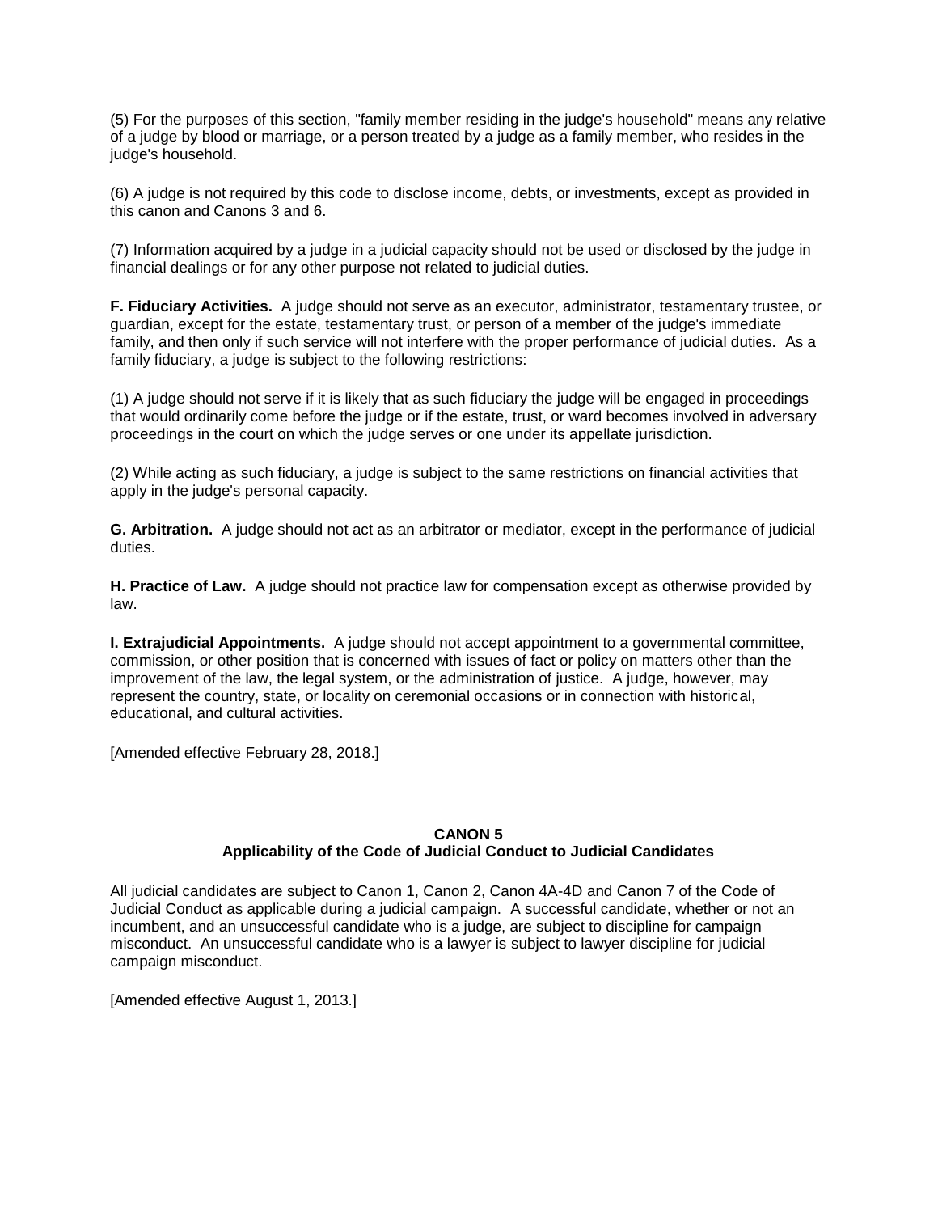(5) For the purposes of this section, "family member residing in the judge's household" means any relative of a judge by blood or marriage, or a person treated by a judge as a family member, who resides in the judge's household.

(6) A judge is not required by this code to disclose income, debts, or investments, except as provided in this canon and Canons 3 and 6.

(7) Information acquired by a judge in a judicial capacity should not be used or disclosed by the judge in financial dealings or for any other purpose not related to judicial duties.

**F. Fiduciary Activities.** A judge should not serve as an executor, administrator, testamentary trustee, or guardian, except for the estate, testamentary trust, or person of a member of the judge's immediate family, and then only if such service will not interfere with the proper performance of judicial duties. As a family fiduciary, a judge is subject to the following restrictions:

(1) A judge should not serve if it is likely that as such fiduciary the judge will be engaged in proceedings that would ordinarily come before the judge or if the estate, trust, or ward becomes involved in adversary proceedings in the court on which the judge serves or one under its appellate jurisdiction.

(2) While acting as such fiduciary, a judge is subject to the same restrictions on financial activities that apply in the judge's personal capacity.

**G. Arbitration.** A judge should not act as an arbitrator or mediator, except in the performance of judicial duties.

**H. Practice of Law.** A judge should not practice law for compensation except as otherwise provided by law.

**I. Extrajudicial Appointments.** A judge should not accept appointment to a governmental committee, commission, or other position that is concerned with issues of fact or policy on matters other than the improvement of the law, the legal system, or the administration of justice. A judge, however, may represent the country, state, or locality on ceremonial occasions or in connection with historical, educational, and cultural activities.

[Amended effective February 28, 2018.]

## CANON 5
## Applicability of the Code of Judicial Conduct to Judicial Candidates

All judicial candidates are subject to Canon 1, Canon 2, Canon 4A-4D and Canon 7 of the Code of Judicial Conduct as applicable during a judicial campaign. A successful candidate, whether or not an incumbent, and an unsuccessful candidate who is a judge, are subject to discipline for campaign misconduct. An unsuccessful candidate who is a lawyer is subject to lawyer discipline for judicial campaign misconduct.

[Amended effective August 1, 2013.]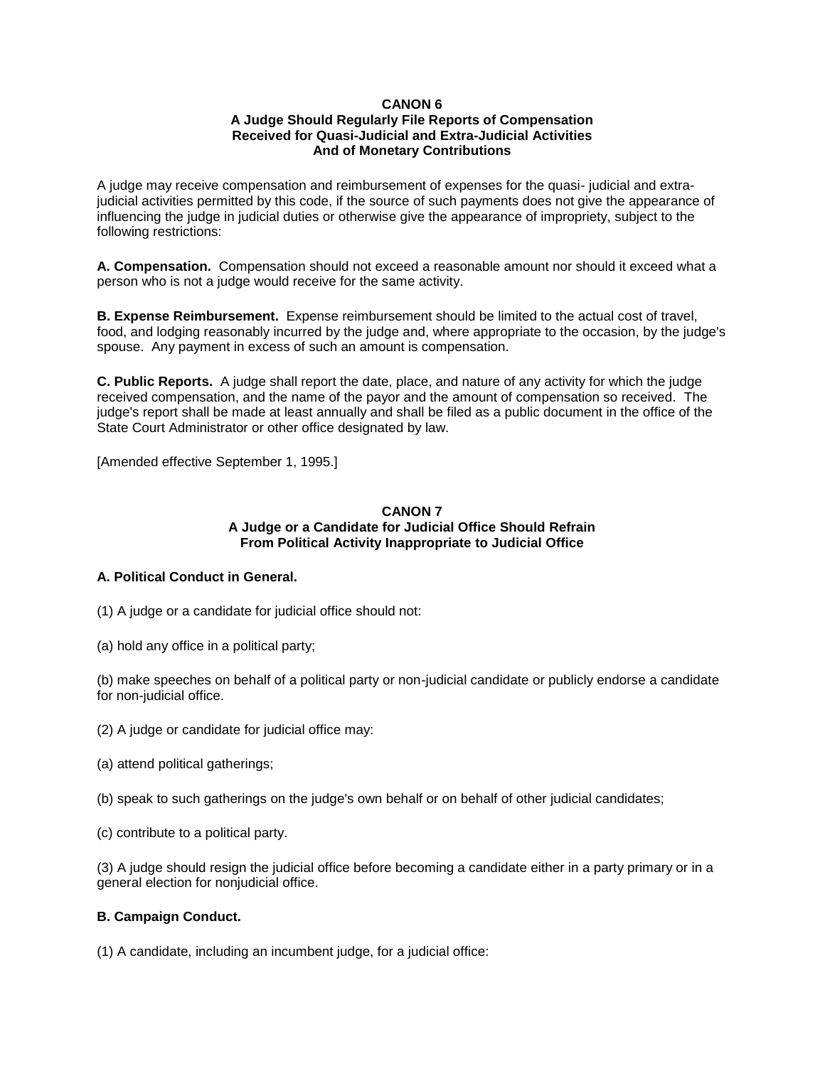## CANON 6
### A Judge Should Regularly File Reports of Compensation Received for Quasi-Judicial and Extra-Judicial Activities And of Monetary Contributions

A judge may receive compensation and reimbursement of expenses for the quasi- judicial and extra-judicial activities permitted by this code, if the source of such payments does not give the appearance of influencing the judge in judicial duties or otherwise give the appearance of impropriety, subject to the following restrictions:

**A. Compensation.** Compensation should not exceed a reasonable amount nor should it exceed what a person who is not a judge would receive for the same activity.

**B. Expense Reimbursement.** Expense reimbursement should be limited to the actual cost of travel, food, and lodging reasonably incurred by the judge and, where appropriate to the occasion, by the judge's spouse. Any payment in excess of such an amount is compensation.

**C. Public Reports.** A judge shall report the date, place, and nature of any activity for which the judge received compensation, and the name of the payor and the amount of compensation so received. The judge's report shall be made at least annually and shall be filed as a public document in the office of the State Court Administrator or other office designated by law.

[Amended effective September 1, 1995.]

## CANON 7
### A Judge or a Candidate for Judicial Office Should Refrain From Political Activity Inappropriate to Judicial Office

**A. Political Conduct in General.**

(1) A judge or a candidate for judicial office should not:

(a) hold any office in a political party;

(b) make speeches on behalf of a political party or non-judicial candidate or publicly endorse a candidate for non-judicial office.

(2) A judge or candidate for judicial office may:

(a) attend political gatherings;

(b) speak to such gatherings on the judge's own behalf or on behalf of other judicial candidates;

(c) contribute to a political party.

(3) A judge should resign the judicial office before becoming a candidate either in a party primary or in a general election for nonjudicial office.

**B. Campaign Conduct.**

(1) A candidate, including an incumbent judge, for a judicial office: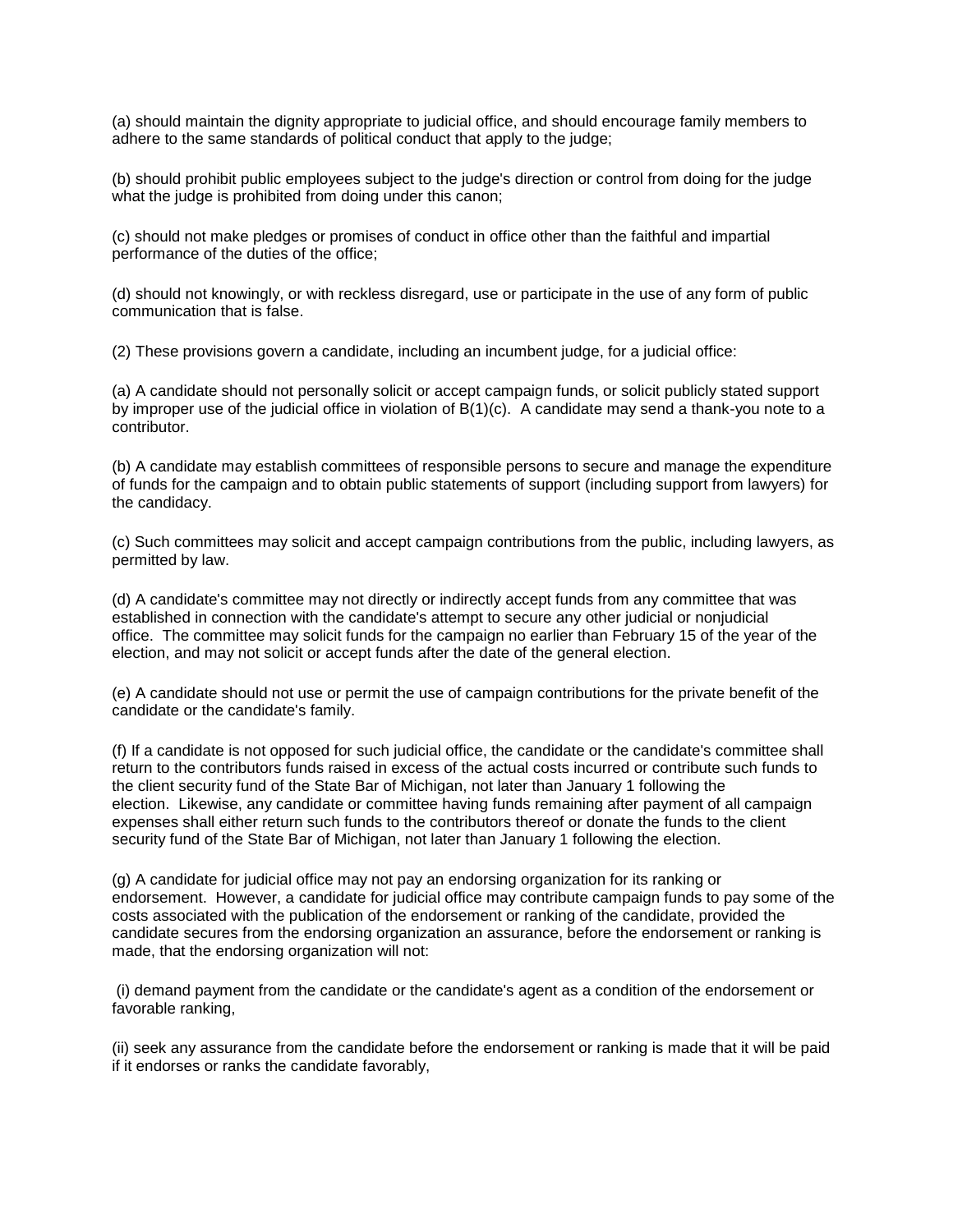(a) should maintain the dignity appropriate to judicial office, and should encourage family members to adhere to the same standards of political conduct that apply to the judge;

(b) should prohibit public employees subject to the judge's direction or control from doing for the judge what the judge is prohibited from doing under this canon;

(c) should not make pledges or promises of conduct in office other than the faithful and impartial performance of the duties of the office;

(d) should not knowingly, or with reckless disregard, use or participate in the use of any form of public communication that is false.

(2) These provisions govern a candidate, including an incumbent judge, for a judicial office:

(a) A candidate should not personally solicit or accept campaign funds, or solicit publicly stated support by improper use of the judicial office in violation of B(1)(c). A candidate may send a thank-you note to a contributor.

(b) A candidate may establish committees of responsible persons to secure and manage the expenditure of funds for the campaign and to obtain public statements of support (including support from lawyers) for the candidacy.

(c) Such committees may solicit and accept campaign contributions from the public, including lawyers, as permitted by law.

(d) A candidate's committee may not directly or indirectly accept funds from any committee that was established in connection with the candidate's attempt to secure any other judicial or nonjudicial office. The committee may solicit funds for the campaign no earlier than February 15 of the year of the election, and may not solicit or accept funds after the date of the general election.

(e) A candidate should not use or permit the use of campaign contributions for the private benefit of the candidate or the candidate's family.

(f) If a candidate is not opposed for such judicial office, the candidate or the candidate's committee shall return to the contributors funds raised in excess of the actual costs incurred or contribute such funds to the client security fund of the State Bar of Michigan, not later than January 1 following the election. Likewise, any candidate or committee having funds remaining after payment of all campaign expenses shall either return such funds to the contributors thereof or donate the funds to the client security fund of the State Bar of Michigan, not later than January 1 following the election.

(g) A candidate for judicial office may not pay an endorsing organization for its ranking or endorsement. However, a candidate for judicial office may contribute campaign funds to pay some of the costs associated with the publication of the endorsement or ranking of the candidate, provided the candidate secures from the endorsing organization an assurance, before the endorsement or ranking is made, that the endorsing organization will not:

(i) demand payment from the candidate or the candidate's agent as a condition of the endorsement or favorable ranking,

(ii) seek any assurance from the candidate before the endorsement or ranking is made that it will be paid if it endorses or ranks the candidate favorably,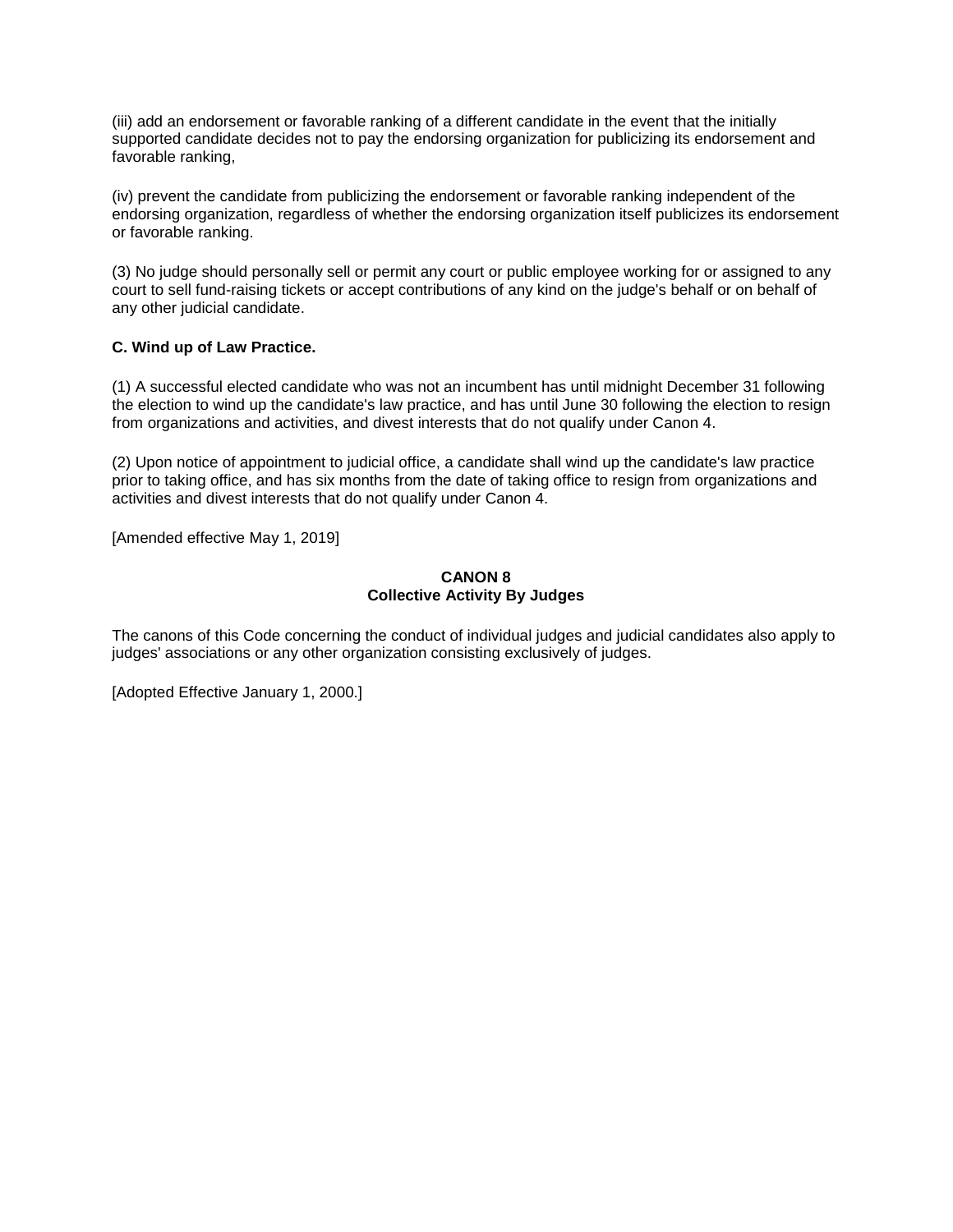(iii) add an endorsement or favorable ranking of a different candidate in the event that the initially supported candidate decides not to pay the endorsing organization for publicizing its endorsement and favorable ranking,

(iv) prevent the candidate from publicizing the endorsement or favorable ranking independent of the endorsing organization, regardless of whether the endorsing organization itself publicizes its endorsement or favorable ranking.

(3) No judge should personally sell or permit any court or public employee working for or assigned to any court to sell fund-raising tickets or accept contributions of any kind on the judge's behalf or on behalf of any other judicial candidate.

**C. Wind up of Law Practice.**

(1) A successful elected candidate who was not an incumbent has until midnight December 31 following the election to wind up the candidate's law practice, and has until June 30 following the election to resign from organizations and activities, and divest interests that do not qualify under Canon 4.

(2) Upon notice of appointment to judicial office, a candidate shall wind up the candidate's law practice prior to taking office, and has six months from the date of taking office to resign from organizations and activities and divest interests that do not qualify under Canon 4.

[Amended effective May 1, 2019]

## CANON 8
## Collective Activity By Judges

The canons of this Code concerning the conduct of individual judges and judicial candidates also apply to judges' associations or any other organization consisting exclusively of judges.

[Adopted Effective January 1, 2000.]